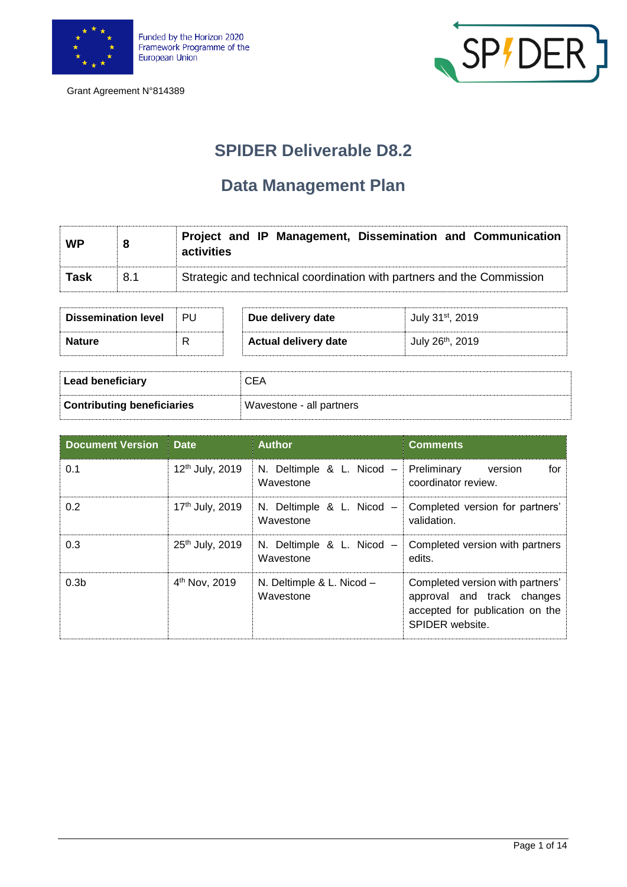Funded by the Horizon 2020 Framework Programme of the European Union

Grant Agreement N°814389

# SPIDER Deliverable D8.2

## Data Management Plan

| WP | 8 | Project and IP Management, Dissemination and Communication activities |
|---|---|---|
| Task | 8.1 | Strategic and technical coordination with partners and the Commission |

| Dissemination level | PU | Due delivery date | July 31st, 2019 |
|---|---|---|---|
| Nature | R | Actual delivery date | July 26th, 2019 |

| Lead beneficiary | CEA |
|---|---|
| Contributing beneficiaries | Wavestone - all partners |

| Document Version | Date | Author | Comments |
|---|---|---|---|
| 0.1 | 12th July, 2019 | N. Deltimple & L. Nicod – Wavestone | Preliminary version for coordinator review. |
| 0.2 | 17th July, 2019 | N. Deltimple & L. Nicod – Wavestone | Completed version for partners' validation. |
| 0.3 | 25th July, 2019 | N. Deltimple & L. Nicod – Wavestone | Completed version with partners edits. |
| 0.3b | 4th Nov, 2019 | N. Deltimple & L. Nicod – Wavestone | Completed version with partners' approval and track changes accepted for publication on the SPIDER website. |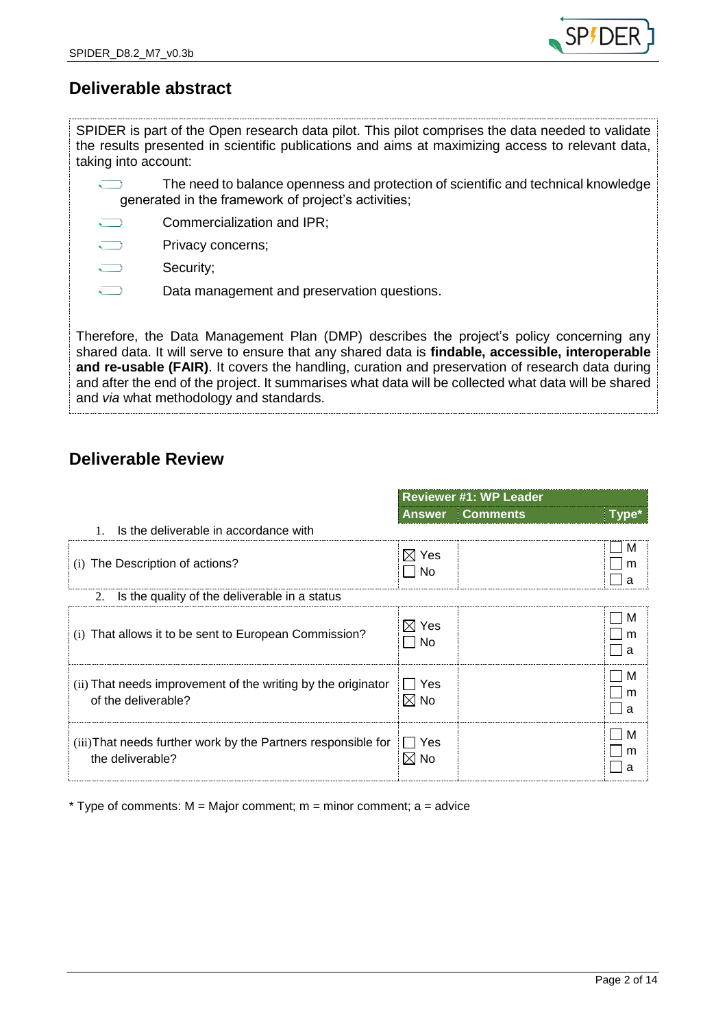## Deliverable abstract

SPIDER is part of the Open research data pilot. This pilot comprises the data needed to validate the results presented in scientific publications and aims at maximizing access to relevant data, taking into account:

- The need to balance openness and protection of scientific and technical knowledge generated in the framework of project's activities;
- Commercialization and IPR;
- Privacy concerns;
- Security;
- Data management and preservation questions.

Therefore, the Data Management Plan (DMP) describes the project's policy concerning any shared data. It will serve to ensure that any shared data is **findable, accessible, interoperable and re-usable (FAIR)**. It covers the handling, curation and preservation of research data during and after the end of the project. It summarises what data will be collected what data will be shared and *via* what methodology and standards.

## Deliverable Review

| | Reviewer #1: WP Leader | | |
|---|---|---|---|
| | **Answer** | **Comments** | **Type*** |
| 1. Is the deliverable in accordance with | | | |
| (i) The Description of actions? | ☒ Yes ☐ No | | ☐ M ☐ m ☐ a |
| 2. Is the quality of the deliverable in a status | | | |
| (i) That allows it to be sent to European Commission? | ☒ Yes ☐ No | | ☐ M ☐ m ☐ a |
| (ii) That needs improvement of the writing by the originator of the deliverable? | ☐ Yes ☒ No | | ☐ M ☐ m ☐ a |
| (iii) That needs further work by the Partners responsible for the deliverable? | ☐ Yes ☒ No | | ☐ M ☐ m ☐ a |

* Type of comments: M = Major comment; m = minor comment; a = advice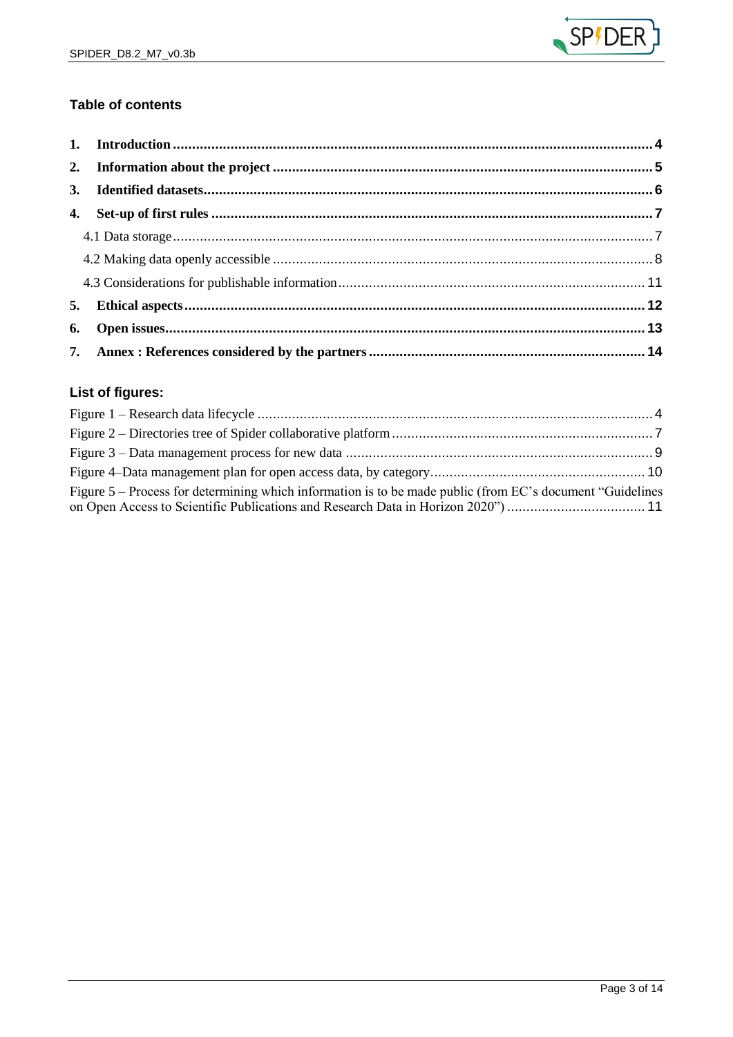## Table of contents

1. **Introduction** ........................................................................................................... **4**
2. **Information about the project** ................................................................................. **5**
3. **Identified datasets**................................................................................................... **6**
4. **Set-up of first rules** ................................................................................................ **7**
   - 4.1 Data storage ........................................................................................................... 7
   - 4.2 Making data openly accessible .................................................................................. 8
   - 4.3 Considerations for publishable information ............................................................... 11
5. **Ethical aspects** ...................................................................................................... **12**
6. **Open issues**.......................................................................................................... **13**
7. **Annex : References considered by the partners** ....................................................... **14**

## List of figures:

Figure 1 – Research data lifecycle ...................................................................................... 4
Figure 2 – Directories tree of Spider collaborative platform .................................................... 7
Figure 3 – Data management process for new data ............................................................... 9
Figure 4–Data management plan for open access data, by category........................................ 10
Figure 5 – Process for determining which information is to be made public (from EC's document "Guidelines on Open Access to Scientific Publications and Research Data in Horizon 2020") .................................... 11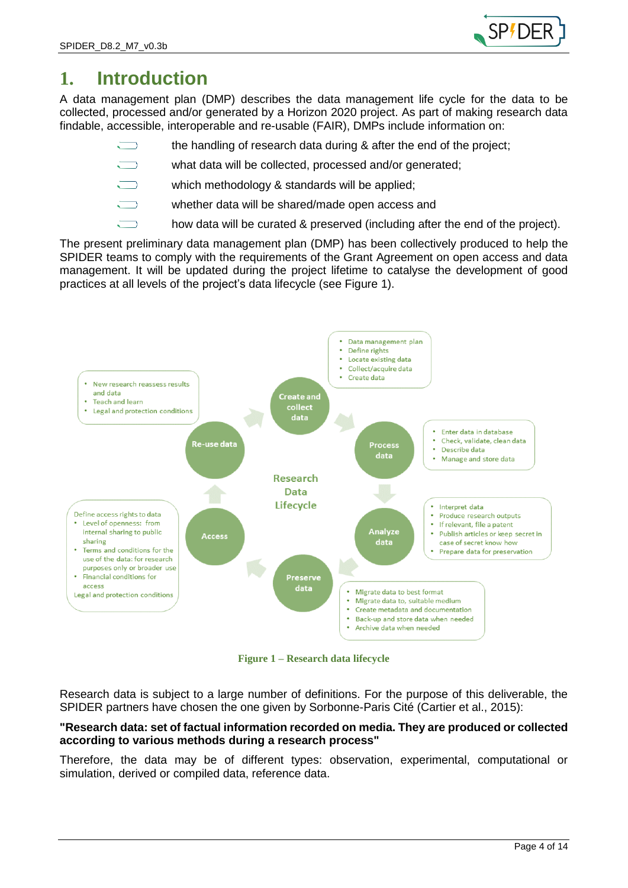# 1. Introduction

A data management plan (DMP) describes the data management life cycle for the data to be collected, processed and/or generated by a Horizon 2020 project. As part of making research data findable, accessible, interoperable and re-usable (FAIR), DMPs include information on:

- the handling of research data during & after the end of the project;
- what data will be collected, processed and/or generated;
- which methodology & standards will be applied;
- whether data will be shared/made open access and
- how data will be curated & preserved (including after the end of the project).

The present preliminary data management plan (DMP) has been collectively produced to help the SPIDER teams to comply with the requirements of the Grant Agreement on open access and data management. It will be updated during the project lifetime to catalyse the development of good practices at all levels of the project's data lifecycle (see Figure 1).

**Figure 1 – Research data lifecycle**

Research data is subject to a large number of definitions. For the purpose of this deliverable, the SPIDER partners have chosen the one given by Sorbonne-Paris Cité (Cartier et al., 2015):

**"Research data: set of factual information recorded on media. They are produced or collected according to various methods during a research process"**

Therefore, the data may be of different types: observation, experimental, computational or simulation, derived or compiled data, reference data.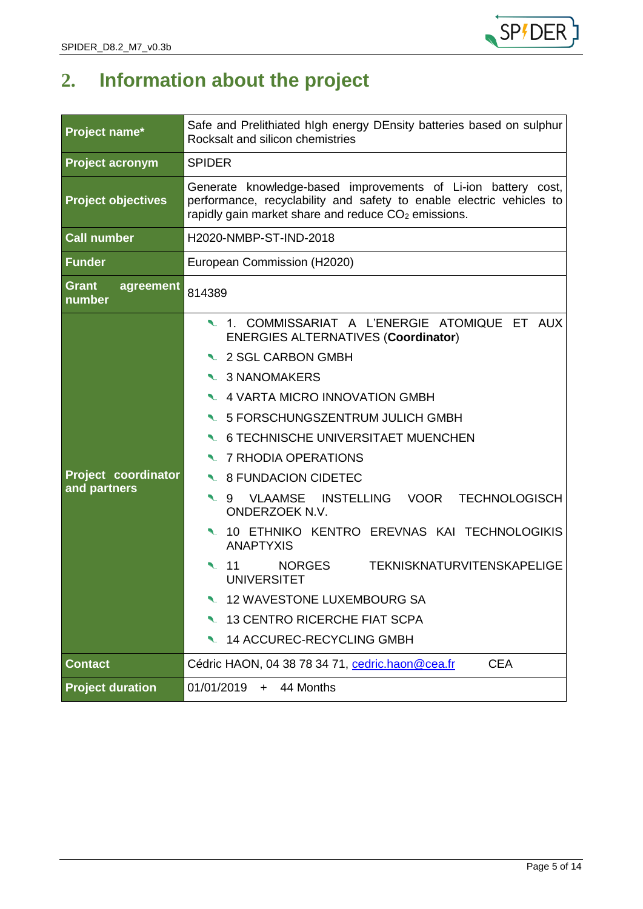# 2. Information about the project

| Project name* | Safe and Prelithiated hIgh energy DEnsity batteries based on sulphur Rocksalt and silicon chemistries |
|---|---|
| Project acronym | SPIDER |
| Project objectives | Generate knowledge-based improvements of Li-ion battery cost, performance, recyclability and safety to enable electric vehicles to rapidly gain market share and reduce $CO_2$ emissions. |
| Call number | H2020-NMBP-ST-IND-2018 |
| Funder | European Commission (H2020) |
| Grant agreement number | 814389 |
| Project coordinator and partners | 1. COMMISSARIAT A L'ENERGIE ATOMIQUE ET AUX ENERGIES ALTERNATIVES (**Coordinator**)<br>2 SGL CARBON GMBH<br>3 NANOMAKERS<br>4 VARTA MICRO INNOVATION GMBH<br>5 FORSCHUNGSZENTRUM JULICH GMBH<br>6 TECHNISCHE UNIVERSITAET MUENCHEN<br>7 RHODIA OPERATIONS<br>8 FUNDACION CIDETEC<br>9 VLAAMSE INSTELLING VOOR TECHNOLOGISCH ONDERZOEK N.V.<br>10 ETHNIKO KENTRO EREVNAS KAI TECHNOLOGIKIS ANAPTYXIS<br>11 NORGES TEKNISKNATURVITENSKAPELIGE UNIVERSITET<br>12 WAVESTONE LUXEMBOURG SA<br>13 CENTRO RICERCHE FIAT SCPA<br>14 ACCUREC-RECYCLING GMBH |
| Contact | Cédric HAON, 04 38 78 34 71, cedric.haon@cea.fr CEA |
| Project duration | 01/01/2019 + 44 Months |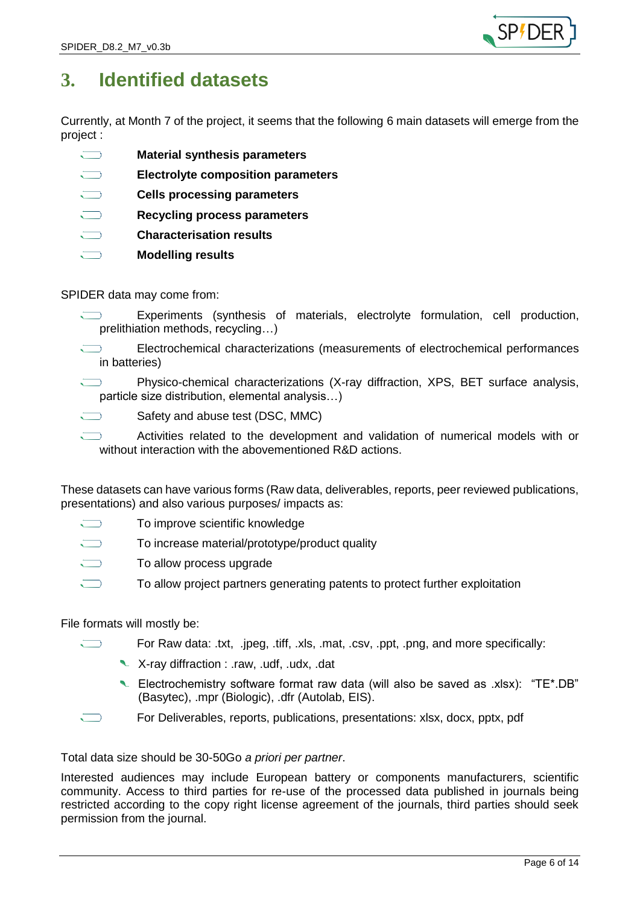# 3. Identified datasets

Currently, at Month 7 of the project, it seems that the following 6 main datasets will emerge from the project :

- **Material synthesis parameters**
- **Electrolyte composition parameters**
- **Cells processing parameters**
- **Recycling process parameters**
- **Characterisation results**
- **Modelling results**

SPIDER data may come from:

- Experiments (synthesis of materials, electrolyte formulation, cell production, prelithiation methods, recycling…)
- Electrochemical characterizations (measurements of electrochemical performances in batteries)
- Physico-chemical characterizations (X-ray diffraction, XPS, BET surface analysis, particle size distribution, elemental analysis…)
- Safety and abuse test (DSC, MMC)
- Activities related to the development and validation of numerical models with or without interaction with the abovementioned R&D actions.

These datasets can have various forms (Raw data, deliverables, reports, peer reviewed publications, presentations) and also various purposes/ impacts as:

- To improve scientific knowledge
- To increase material/prototype/product quality
- To allow process upgrade
- To allow project partners generating patents to protect further exploitation

File formats will mostly be:

- For Raw data: .txt, .jpeg, .tiff, .xls, .mat, .csv, .ppt, .png, and more specifically:
  - X-ray diffraction : .raw, .udf, .udx, .dat
  - Electrochemistry software format raw data (will also be saved as .xlsx): "TE*.DB" (Basytec), .mpr (Biologic), .dfr (Autolab, EIS).
- For Deliverables, reports, publications, presentations: xlsx, docx, pptx, pdf

Total data size should be 30-50Go *a priori per partner*.

Interested audiences may include European battery or components manufacturers, scientific community. Access to third parties for re-use of the processed data published in journals being restricted according to the copy right license agreement of the journals, third parties should seek permission from the journal.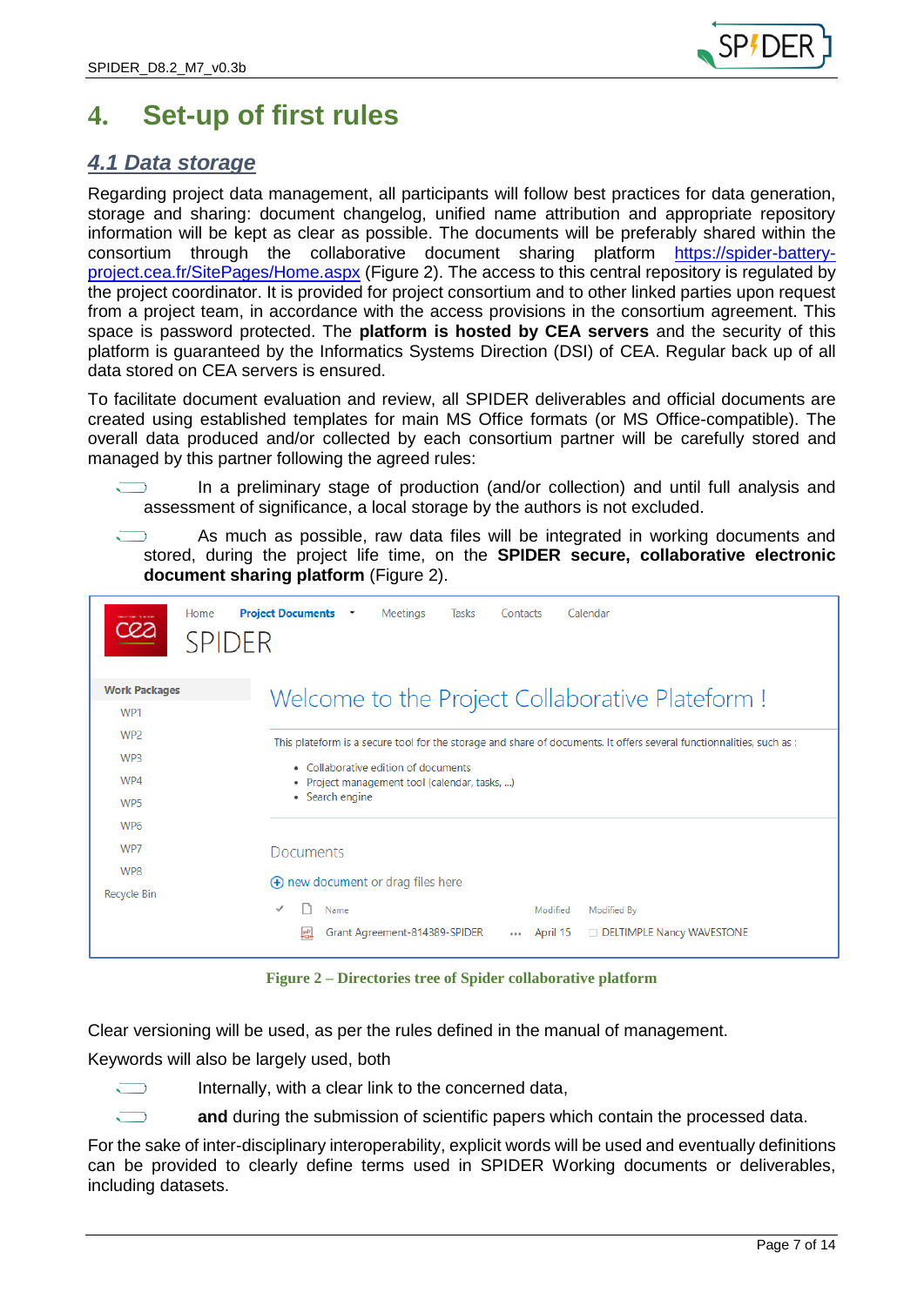# 4. Set-up of first rules

## 4.1 Data storage

Regarding project data management, all participants will follow best practices for data generation, storage and sharing: document changelog, unified name attribution and appropriate repository information will be kept as clear as possible. The documents will be preferably shared within the consortium through the collaborative document sharing platform https://spider-battery-project.cea.fr/SitePages/Home.aspx (Figure 2). The access to this central repository is regulated by the project coordinator. It is provided for project consortium and to other linked parties upon request from a project team, in accordance with the access provisions in the consortium agreement. This space is password protected. The **platform is hosted by CEA servers** and the security of this platform is guaranteed by the Informatics Systems Direction (DSI) of CEA. Regular back up of all data stored on CEA servers is ensured.

To facilitate document evaluation and review, all SPIDER deliverables and official documents are created using established templates for main MS Office formats (or MS Office-compatible). The overall data produced and/or collected by each consortium partner will be carefully stored and managed by this partner following the agreed rules:

- In a preliminary stage of production (and/or collection) and until full analysis and assessment of significance, a local storage by the authors is not excluded.
- As much as possible, raw data files will be integrated in working documents and stored, during the project life time, on the **SPIDER secure, collaborative electronic document sharing platform** (Figure 2).

Figure 2 – Directories tree of Spider collaborative platform

Clear versioning will be used, as per the rules defined in the manual of management.

Keywords will also be largely used, both

- Internally, with a clear link to the concerned data,
- **and** during the submission of scientific papers which contain the processed data.

For the sake of inter-disciplinary interoperability, explicit words will be used and eventually definitions can be provided to clearly define terms used in SPIDER Working documents or deliverables, including datasets.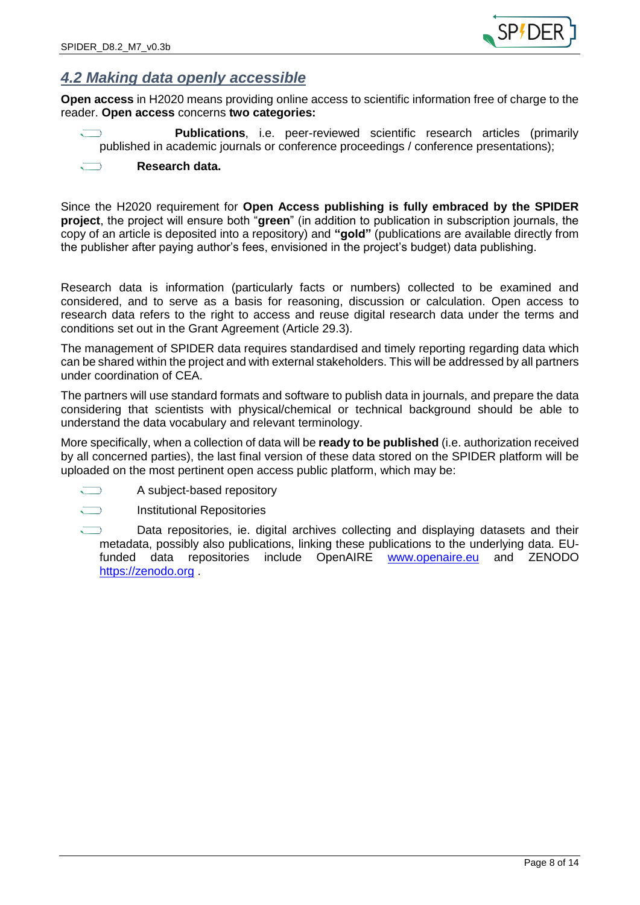## *4.2 Making data openly accessible*

**Open access** in H2020 means providing online access to scientific information free of charge to the reader. **Open access** concerns **two categories:**

- **Publications**, i.e. peer-reviewed scientific research articles (primarily published in academic journals or conference proceedings / conference presentations);
- **Research data.**

Since the H2020 requirement for **Open Access publishing is fully embraced by the SPIDER project**, the project will ensure both "**green**" (in addition to publication in subscription journals, the copy of an article is deposited into a repository) and **"gold"** (publications are available directly from the publisher after paying author's fees, envisioned in the project's budget) data publishing.

Research data is information (particularly facts or numbers) collected to be examined and considered, and to serve as a basis for reasoning, discussion or calculation. Open access to research data refers to the right to access and reuse digital research data under the terms and conditions set out in the Grant Agreement (Article 29.3).

The management of SPIDER data requires standardised and timely reporting regarding data which can be shared within the project and with external stakeholders. This will be addressed by all partners under coordination of CEA.

The partners will use standard formats and software to publish data in journals, and prepare the data considering that scientists with physical/chemical or technical background should be able to understand the data vocabulary and relevant terminology.

More specifically, when a collection of data will be **ready to be published** (i.e. authorization received by all concerned parties), the last final version of these data stored on the SPIDER platform will be uploaded on the most pertinent open access public platform, which may be:

- A subject-based repository
- Institutional Repositories
- Data repositories, ie. digital archives collecting and displaying datasets and their metadata, possibly also publications, linking these publications to the underlying data. EU-funded data repositories include OpenAIRE www.openaire.eu and ZENODO https://zenodo.org .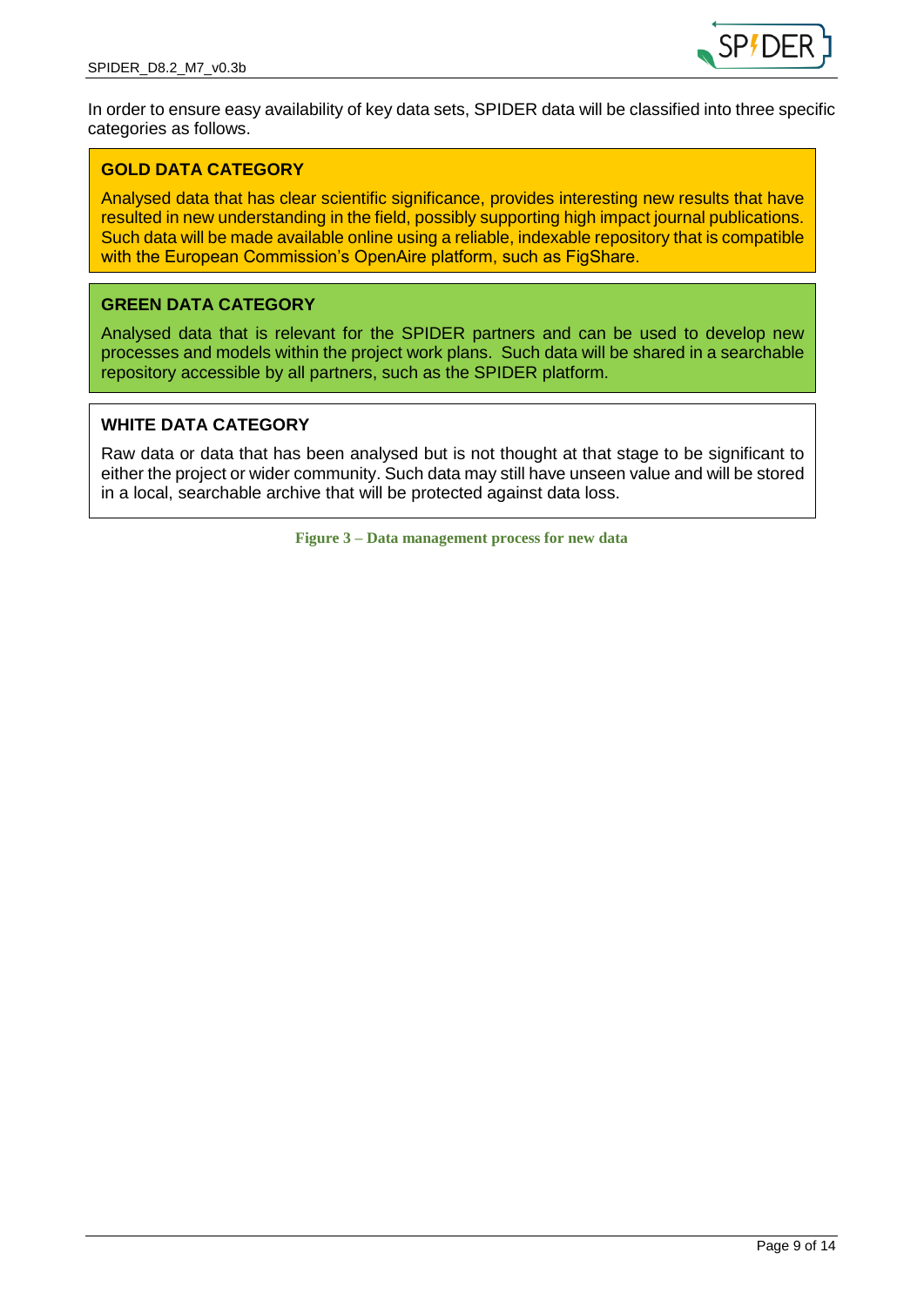In order to ensure easy availability of key data sets, SPIDER data will be classified into three specific categories as follows.

**GOLD DATA CATEGORY**

Analysed data that has clear scientific significance, provides interesting new results that have resulted in new understanding in the field, possibly supporting high impact journal publications. Such data will be made available online using a reliable, indexable repository that is compatible with the European Commission's OpenAire platform, such as FigShare.

**GREEN DATA CATEGORY**

Analysed data that is relevant for the SPIDER partners and can be used to develop new processes and models within the project work plans. Such data will be shared in a searchable repository accessible by all partners, such as the SPIDER platform.

**WHITE DATA CATEGORY**

Raw data or data that has been analysed but is not thought at that stage to be significant to either the project or wider community. Such data may still have unseen value and will be stored in a local, searchable archive that will be protected against data loss.

**Figure 3 – Data management process for new data**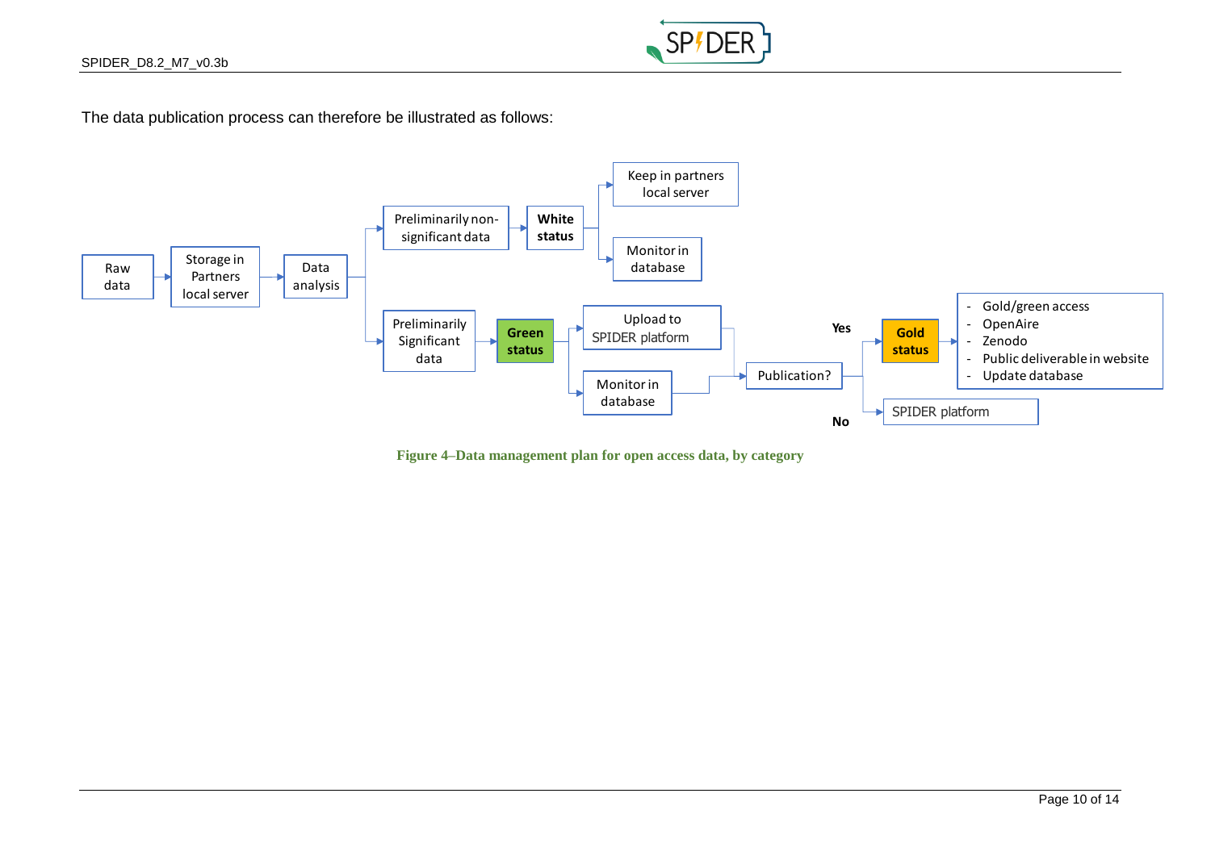The data publication process can therefore be illustrated as follows:

Raw data → Storage in Partners local server → Data analysis

- Data analysis → Preliminarily non-significant data → **White status**
  - → Keep in partners local server
  - → Monitor in database
- Data analysis → Preliminarily Significant data → **Green status**
  - → Upload to SPIDER platform → Publication?
  - → Monitor in database → Publication?
    - **Yes** → **Gold status** →
      - Gold/green access
      - OpenAire
      - Zenodo
      - Public deliverable in website
      - Update database
    - **No** → SPIDER platform

**Figure 4–Data management plan for open access data, by category**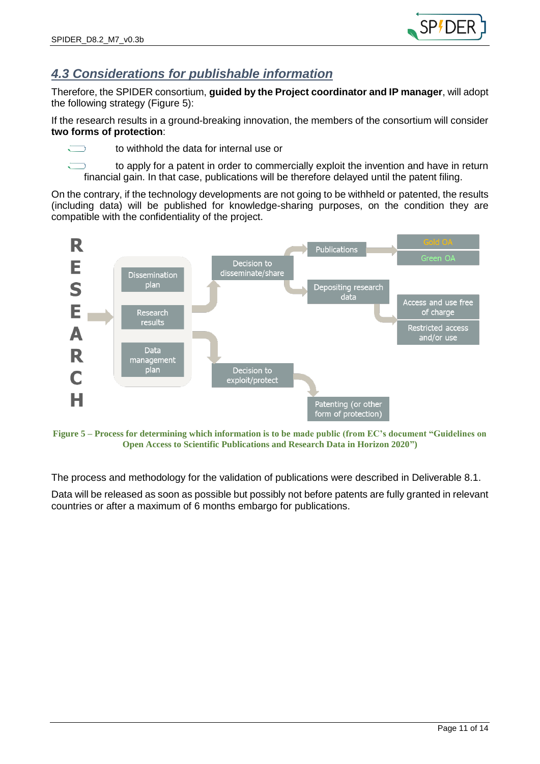## *4.3 Considerations for publishable information*

Therefore, the SPIDER consortium, **guided by the Project coordinator and IP manager**, will adopt the following strategy (Figure 5):

If the research results in a ground-breaking innovation, the members of the consortium will consider **two forms of protection**:

- to withhold the data for internal use or
- to apply for a patent in order to commercially exploit the invention and have in return financial gain. In that case, publications will be therefore delayed until the patent filing.

On the contrary, if the technology developments are not going to be withheld or patented, the results (including data) will be published for knowledge-sharing purposes, on the condition they are compatible with the confidentiality of the project.

Figure 5 – Process for determining which information is to be made public (from EC's document "Guidelines on Open Access to Scientific Publications and Research Data in Horizon 2020")

The process and methodology for the validation of publications were described in Deliverable 8.1.

Data will be released as soon as possible but possibly not before patents are fully granted in relevant countries or after a maximum of 6 months embargo for publications.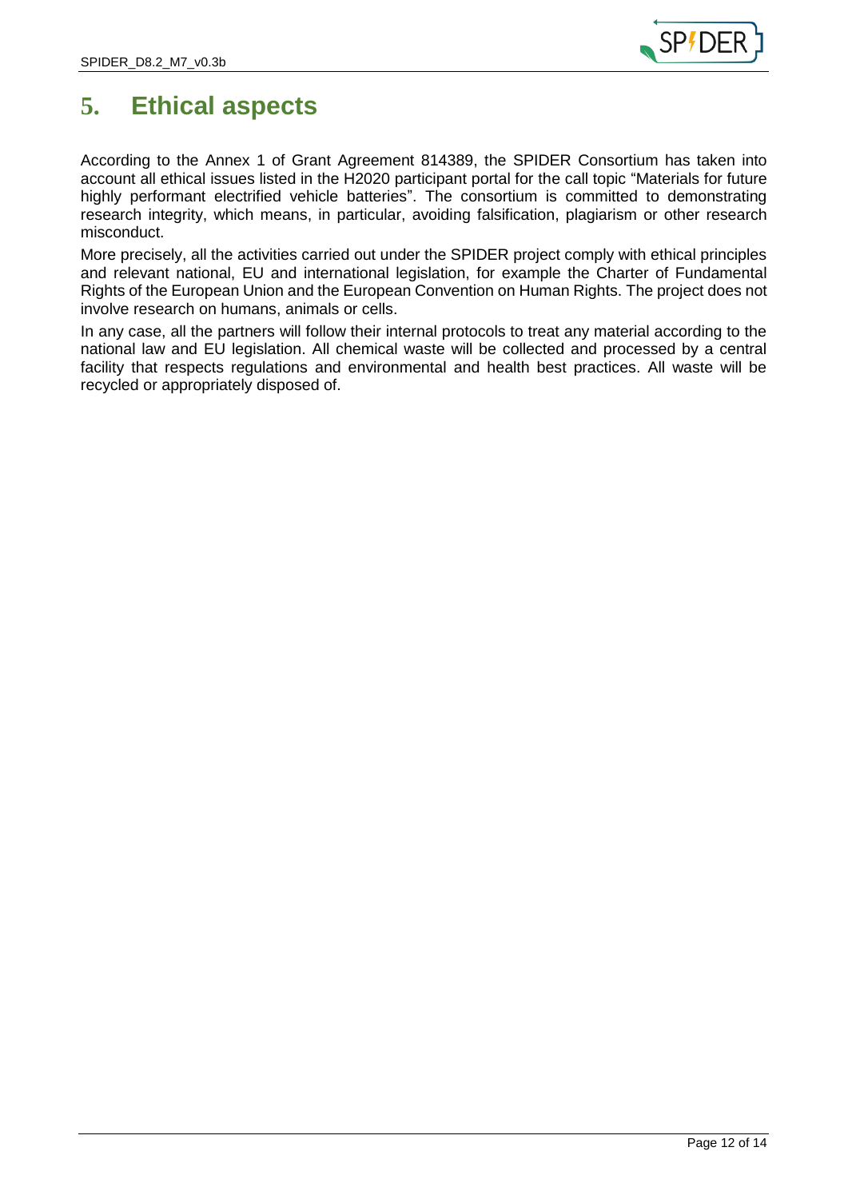# 5. Ethical aspects

According to the Annex 1 of Grant Agreement 814389, the SPIDER Consortium has taken into account all ethical issues listed in the H2020 participant portal for the call topic “Materials for future highly performant electrified vehicle batteries”. The consortium is committed to demonstrating research integrity, which means, in particular, avoiding falsification, plagiarism or other research misconduct.

More precisely, all the activities carried out under the SPIDER project comply with ethical principles and relevant national, EU and international legislation, for example the Charter of Fundamental Rights of the European Union and the European Convention on Human Rights. The project does not involve research on humans, animals or cells.

In any case, all the partners will follow their internal protocols to treat any material according to the national law and EU legislation. All chemical waste will be collected and processed by a central facility that respects regulations and environmental and health best practices. All waste will be recycled or appropriately disposed of.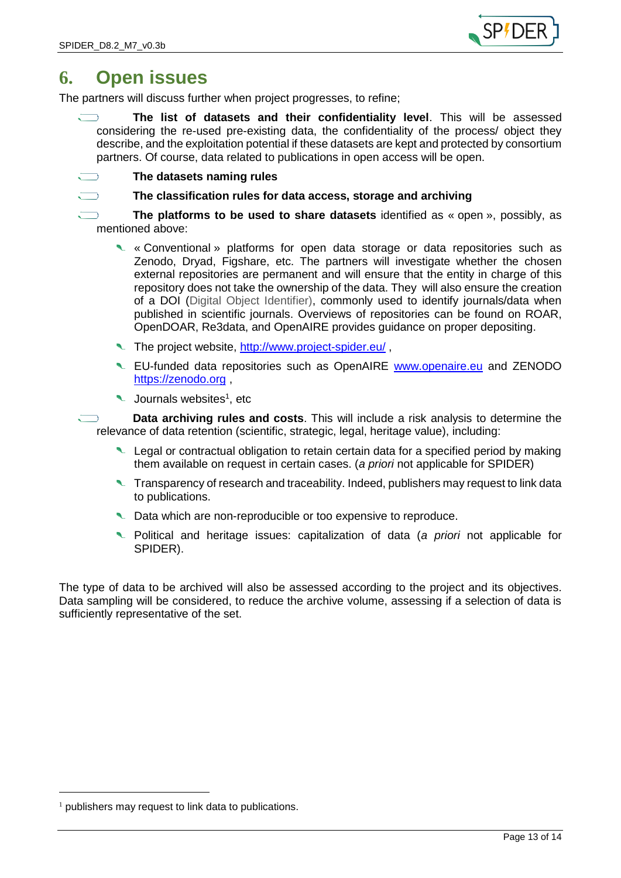# 6. Open issues

The partners will discuss further when project progresses, to refine;

- **The list of datasets and their confidentiality level**. This will be assessed considering the re-used pre-existing data, the confidentiality of the process/ object they describe, and the exploitation potential if these datasets are kept and protected by consortium partners. Of course, data related to publications in open access will be open.
- **The datasets naming rules**
- **The classification rules for data access, storage and archiving**
- **The platforms to be used to share datasets** identified as « open », possibly, as mentioned above:
  - « Conventional » platforms for open data storage or data repositories such as Zenodo, Dryad, Figshare, etc. The partners will investigate whether the chosen external repositories are permanent and will ensure that the entity in charge of this repository does not take the ownership of the data. They will also ensure the creation of a DOI (Digital Object Identifier), commonly used to identify journals/data when published in scientific journals. Overviews of repositories can be found on ROAR, OpenDOAR, Re3data, and OpenAIRE provides guidance on proper depositing.
  - The project website, http://www.project-spider.eu/ ,
  - EU-funded data repositories such as OpenAIRE www.openaire.eu and ZENODO https://zenodo.org ,
  - Journals websites[1], etc
- **Data archiving rules and costs**. This will include a risk analysis to determine the relevance of data retention (scientific, strategic, legal, heritage value), including:
  - Legal or contractual obligation to retain certain data for a specified period by making them available on request in certain cases. (*a priori* not applicable for SPIDER)
  - Transparency of research and traceability. Indeed, publishers may request to link data to publications.
  - Data which are non-reproducible or too expensive to reproduce.
  - Political and heritage issues: capitalization of data (*a priori* not applicable for SPIDER).

The type of data to be archived will also be assessed according to the project and its objectives. Data sampling will be considered, to reduce the archive volume, assessing if a selection of data is sufficiently representative of the set.

[1] publishers may request to link data to publications.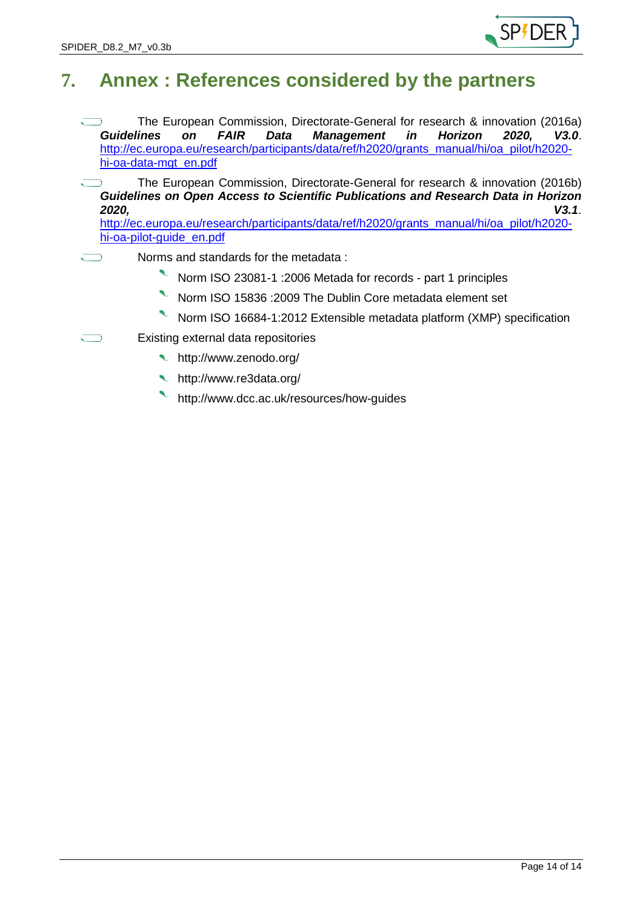# 7. Annex : References considered by the partners

- The European Commission, Directorate-General for research & innovation (2016a) ***Guidelines on FAIR Data Management in Horizon 2020, V3.0***. http://ec.europa.eu/research/participants/data/ref/h2020/grants_manual/hi/oa_pilot/h2020-hi-oa-data-mgt_en.pdf
- The European Commission, Directorate-General for research & innovation (2016b) ***Guidelines on Open Access to Scientific Publications and Research Data in Horizon 2020, V3.1***. http://ec.europa.eu/research/participants/data/ref/h2020/grants_manual/hi/oa_pilot/h2020-hi-oa-pilot-guide_en.pdf
- Norms and standards for the metadata :
  - Norm ISO 23081-1 :2006 Metada for records - part 1 principles
  - Norm ISO 15836 :2009 The Dublin Core metadata element set
  - Norm ISO 16684-1:2012 Extensible metadata platform (XMP) specification
- Existing external data repositories
  - http://www.zenodo.org/
  - http://www.re3data.org/
  - http://www.dcc.ac.uk/resources/how-guides